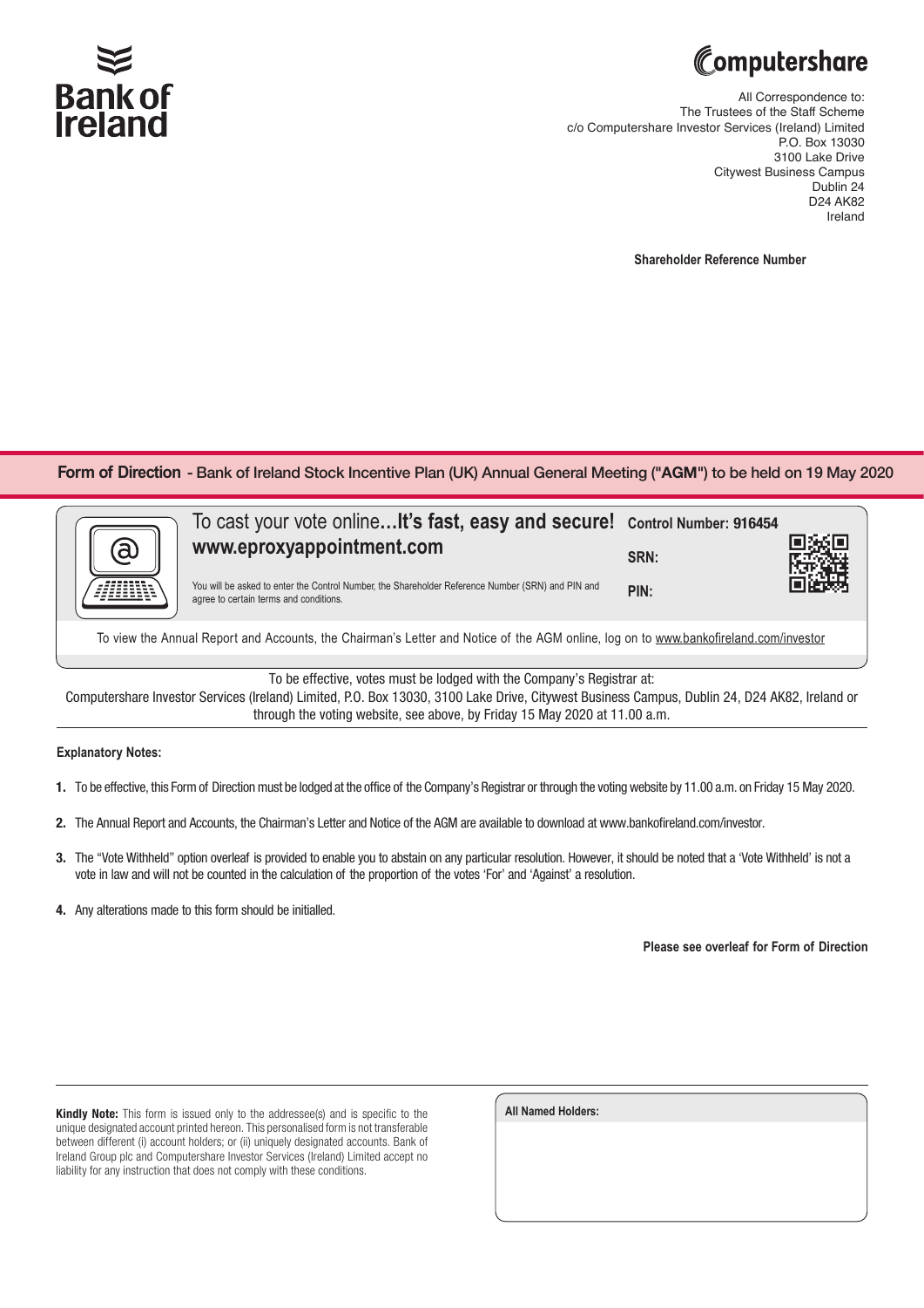Bank of Ireland

Computershare

All Correspondence to:
The Trustees of the Staff Scheme
c/o Computershare Investor Services (Ireland) Limited
P.O. Box 13030
3100 Lake Drive
Citywest Business Campus
Dublin 24
D24 AK82
Ireland

**Shareholder Reference Number**

## Form of Direction - Bank of Ireland Stock Incentive Plan (UK) Annual General Meeting ("AGM") to be held on 19 May 2020

To cast your vote online…**It's fast, easy and secure!**
**www.eproxyappointment.com**

You will be asked to enter the Control Number, the Shareholder Reference Number (SRN) and PIN and agree to certain terms and conditions.

**Control Number: 916454**

**SRN:**

**PIN:**

To view the Annual Report and Accounts, the Chairman's Letter and Notice of the AGM online, log on to www.bankofireland.com/investor

To be effective, votes must be lodged with the Company's Registrar at:
Computershare Investor Services (Ireland) Limited, P.O. Box 13030, 3100 Lake Drive, Citywest Business Campus, Dublin 24, D24 AK82, Ireland or through the voting website, see above, by Friday 15 May 2020 at 11.00 a.m.

**Explanatory Notes:**

1. To be effective, this Form of Direction must be lodged at the office of the Company's Registrar or through the voting website by 11.00 a.m. on Friday 15 May 2020.
2. The Annual Report and Accounts, the Chairman's Letter and Notice of the AGM are available to download at www.bankofireland.com/investor.
3. The "Vote Withheld" option overleaf is provided to enable you to abstain on any particular resolution. However, it should be noted that a 'Vote Withheld' is not a vote in law and will not be counted in the calculation of the proportion of the votes 'For' and 'Against' a resolution.
4. Any alterations made to this form should be initialled.

**Please see overleaf for Form of Direction**

**Kindly Note:** This form is issued only to the addressee(s) and is specific to the unique designated account printed hereon. This personalised form is not transferable between different (i) account holders; or (ii) uniquely designated accounts. Bank of Ireland Group plc and Computershare Investor Services (Ireland) Limited accept no liability for any instruction that does not comply with these conditions.

**All Named Holders:**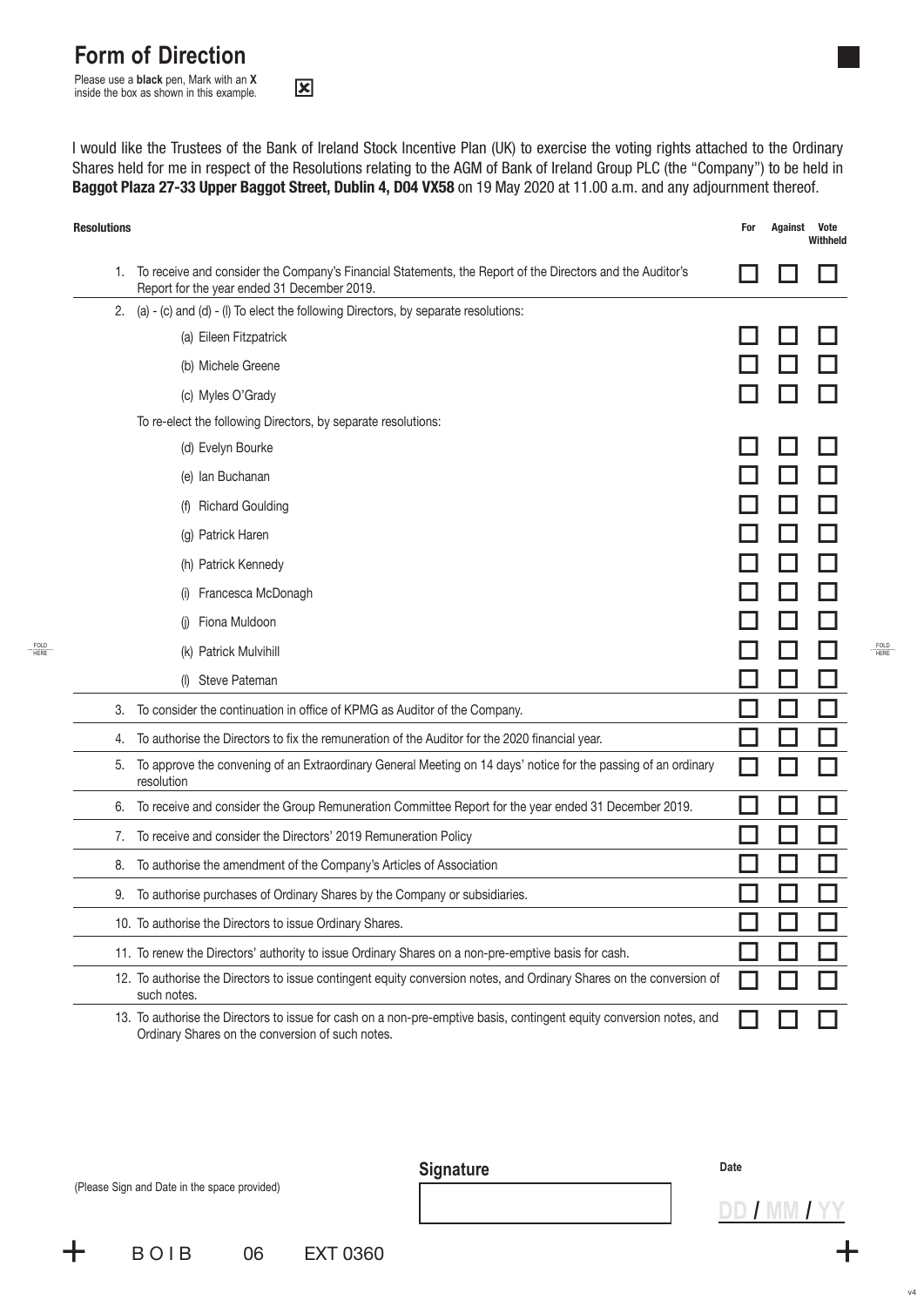# Form of Direction

Please use a **black** pen, Mark with an **X** inside the box as shown in this example. ☒

I would like the Trustees of the Bank of Ireland Stock Incentive Plan (UK) to exercise the voting rights attached to the Ordinary Shares held for me in respect of the Resolutions relating to the AGM of Bank of Ireland Group PLC (the "Company") to be held in **Baggot Plaza 27-33 Upper Baggot Street, Dublin 4, D04 VX58** on 19 May 2020 at 11.00 a.m. and any adjournment thereof.

| **Resolutions** | **For** | **Against** | **Vote Withheld** |
|---|---|---|---|
| 1. To receive and consider the Company's Financial Statements, the Report of the Directors and the Auditor's Report for the year ended 31 December 2019. | ☐ | ☐ | ☐ |
| 2. (a) - (c) and (d) - (l) To elect the following Directors, by separate resolutions: | | | |
| (a) Eileen Fitzpatrick | ☐ | ☐ | ☐ |
| (b) Michele Greene | ☐ | ☐ | ☐ |
| (c) Myles O'Grady | ☐ | ☐ | ☐ |
| To re-elect the following Directors, by separate resolutions: | | | |
| (d) Evelyn Bourke | ☐ | ☐ | ☐ |
| (e) Ian Buchanan | ☐ | ☐ | ☐ |
| (f) Richard Goulding | ☐ | ☐ | ☐ |
| (g) Patrick Haren | ☐ | ☐ | ☐ |
| (h) Patrick Kennedy | ☐ | ☐ | ☐ |
| (i) Francesca McDonagh | ☐ | ☐ | ☐ |
| (j) Fiona Muldoon | ☐ | ☐ | ☐ |
| (k) Patrick Mulvihill | ☐ | ☐ | ☐ |
| (l) Steve Pateman | ☐ | ☐ | ☐ |
| 3. To consider the continuation in office of KPMG as Auditor of the Company. | ☐ | ☐ | ☐ |
| 4. To authorise the Directors to fix the remuneration of the Auditor for the 2020 financial year. | ☐ | ☐ | ☐ |
| 5. To approve the convening of an Extraordinary General Meeting on 14 days' notice for the passing of an ordinary resolution | ☐ | ☐ | ☐ |
| 6. To receive and consider the Group Remuneration Committee Report for the year ended 31 December 2019. | ☐ | ☐ | ☐ |
| 7. To receive and consider the Directors' 2019 Remuneration Policy | ☐ | ☐ | ☐ |
| 8. To authorise the amendment of the Company's Articles of Association | ☐ | ☐ | ☐ |
| 9. To authorise purchases of Ordinary Shares by the Company or subsidiaries. | ☐ | ☐ | ☐ |
| 10. To authorise the Directors to issue Ordinary Shares. | ☐ | ☐ | ☐ |
| 11. To renew the Directors' authority to issue Ordinary Shares on a non-pre-emptive basis for cash. | ☐ | ☐ | ☐ |
| 12. To authorise the Directors to issue contingent equity conversion notes, and Ordinary Shares on the conversion of such notes. | ☐ | ☐ | ☐ |
| 13. To authorise the Directors to issue for cash on a non-pre-emptive basis, contingent equity conversion notes, and Ordinary Shares on the conversion of such notes. | ☐ | ☐ | ☐ |

(Please Sign and Date in the space provided)

**Signature**

**Date**

DD / MM / YY

B O I B 06 EXT 0360